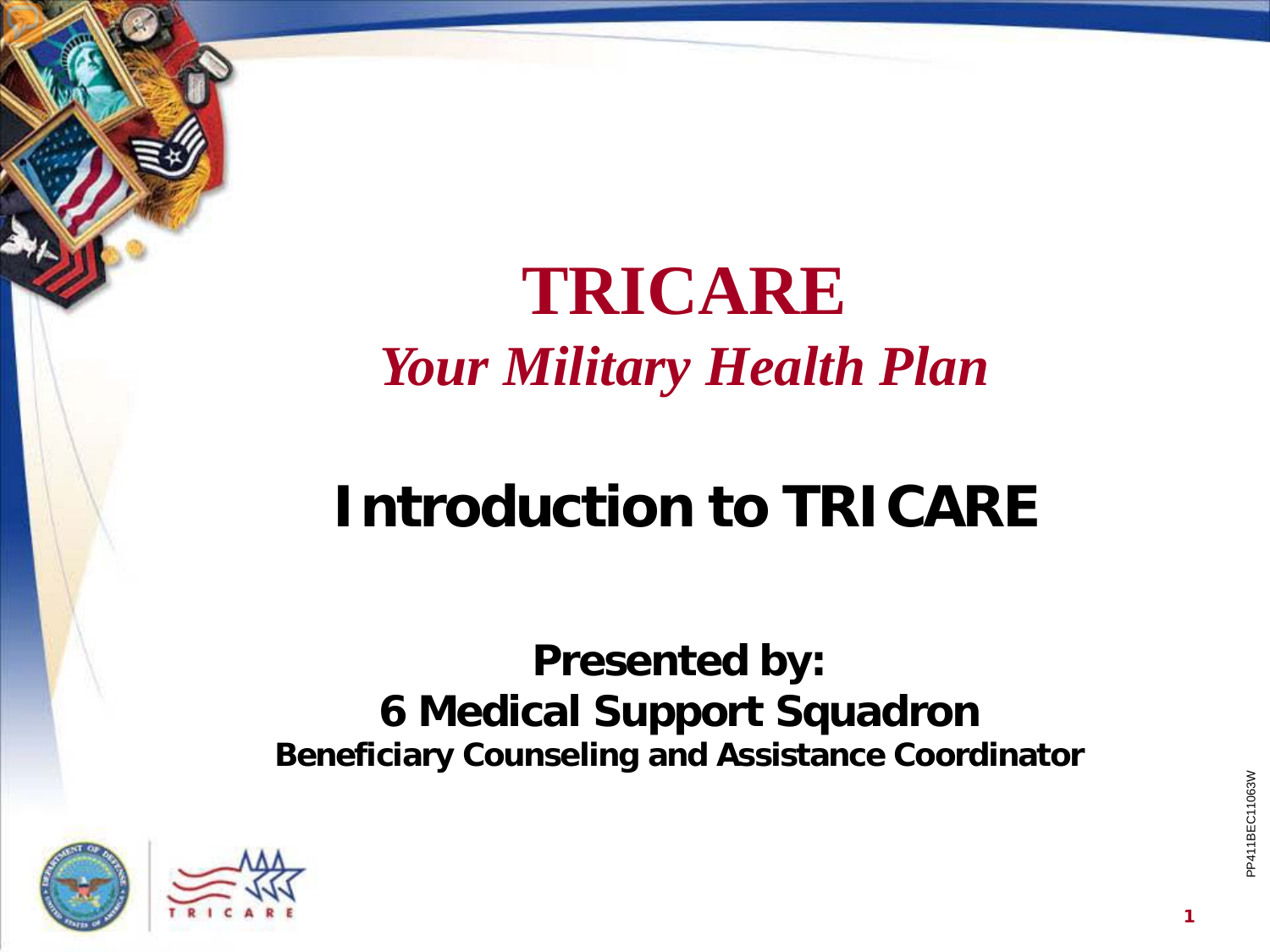# TRICARE

*Your Military Health Plan*

## Introduction to TRICARE

**Presented by:**
**6 Medical Support Squadron**
**Beneficiary Counseling and Assistance Coordinator**

PP411BEC11063W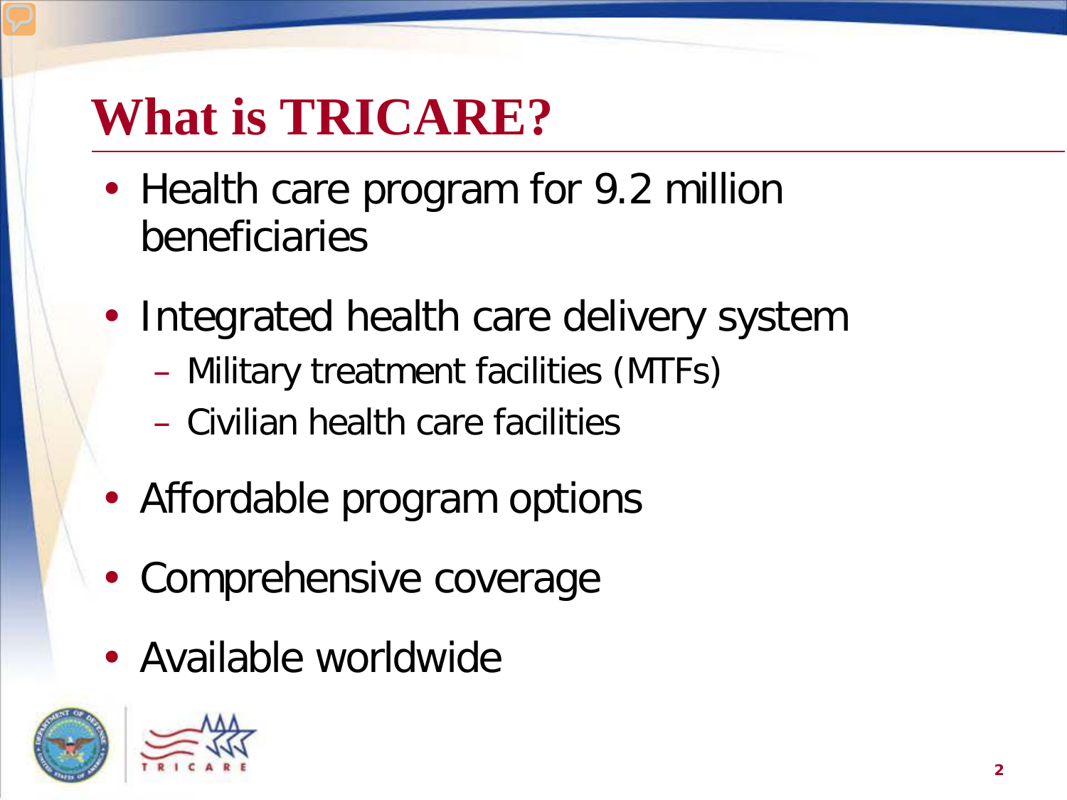# What is TRICARE?

- Health care program for 9.2 million beneficiaries
- Integrated health care delivery system
  - Military treatment facilities (MTFs)
  - Civilian health care facilities
- Affordable program options
- Comprehensive coverage
- Available worldwide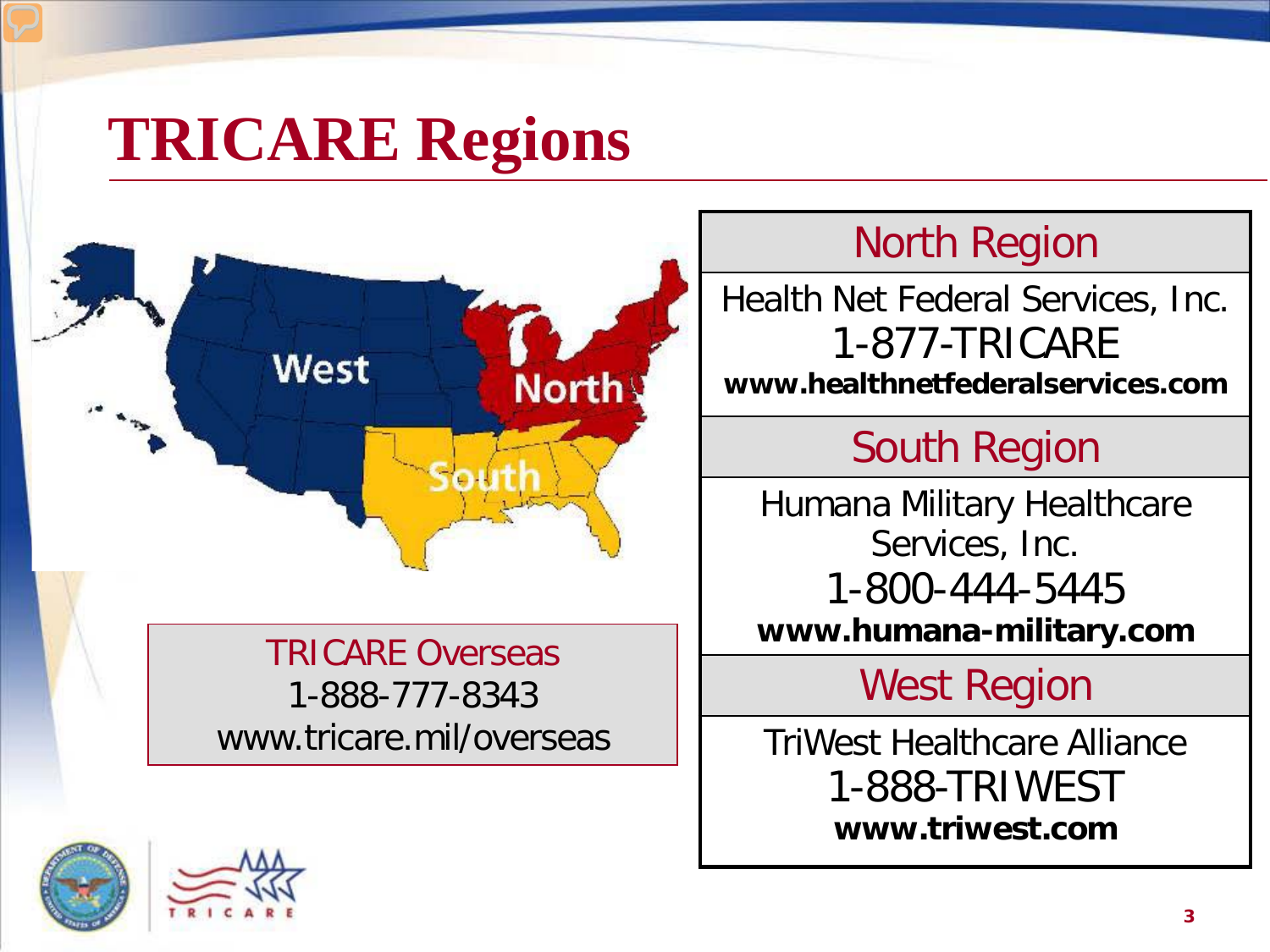# TRICARE Regions

West

North

South

TRICARE Overseas
1-888-777-8343
www.tricare.mil/overseas

| North Region |
|---|
| Health Net Federal Services, Inc.<br>1-877-TRICARE<br>**www.healthnetfederalservices.com** |
| South Region |
| Humana Military Healthcare Services, Inc.<br>1-800-444-5445<br>**www.humana-military.com** |
| West Region |
| TriWest Healthcare Alliance<br>1-888-TRIWEST<br>**www.triwest.com** |

TRICARE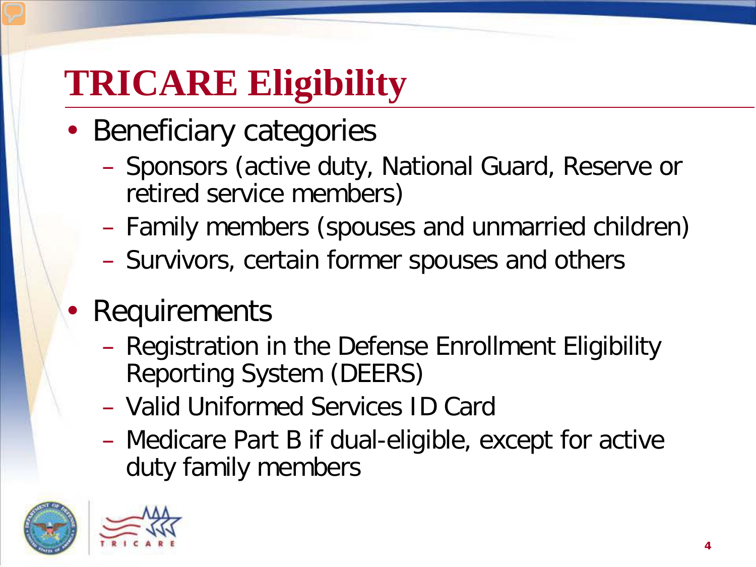# TRICARE Eligibility

- Beneficiary categories
  - Sponsors (active duty, National Guard, Reserve or retired service members)
  - Family members (spouses and unmarried children)
  - Survivors, certain former spouses and others
- Requirements
  - Registration in the Defense Enrollment Eligibility Reporting System (DEERS)
  - Valid Uniformed Services ID Card
  - Medicare Part B if dual-eligible, except for active duty family members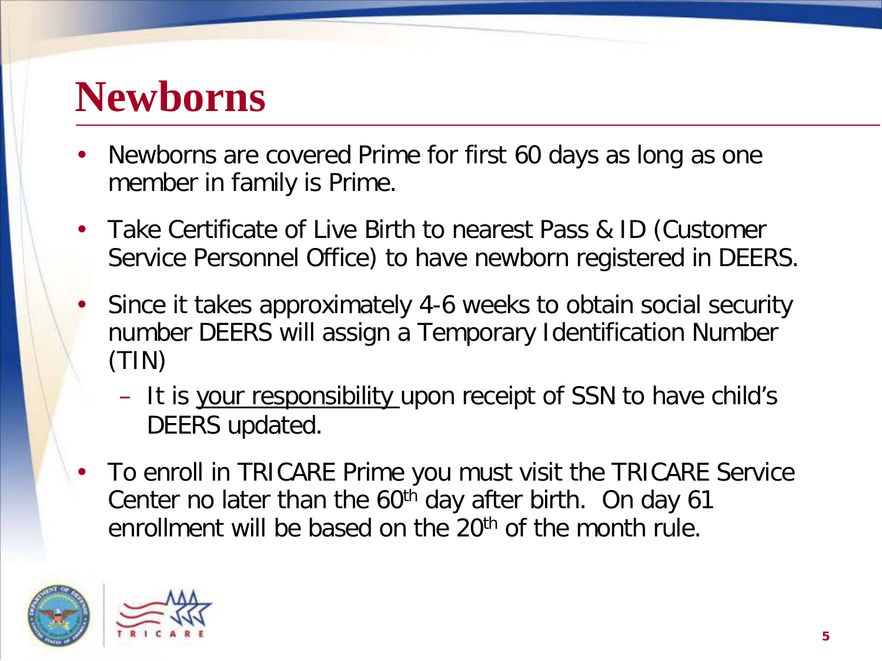# Newborns

- Newborns are covered Prime for first 60 days as long as one member in family is Prime.
- Take Certificate of Live Birth to nearest Pass & ID (Customer Service Personnel Office) to have newborn registered in DEERS.
- Since it takes approximately 4-6 weeks to obtain social security number DEERS will assign a Temporary Identification Number (TIN)
  - It is <u>your responsibility</u> upon receipt of SSN to have child's DEERS updated.
- To enroll in TRICARE Prime you must visit the TRICARE Service Center no later than the 60th day after birth. On day 61 enrollment will be based on the 20th of the month rule.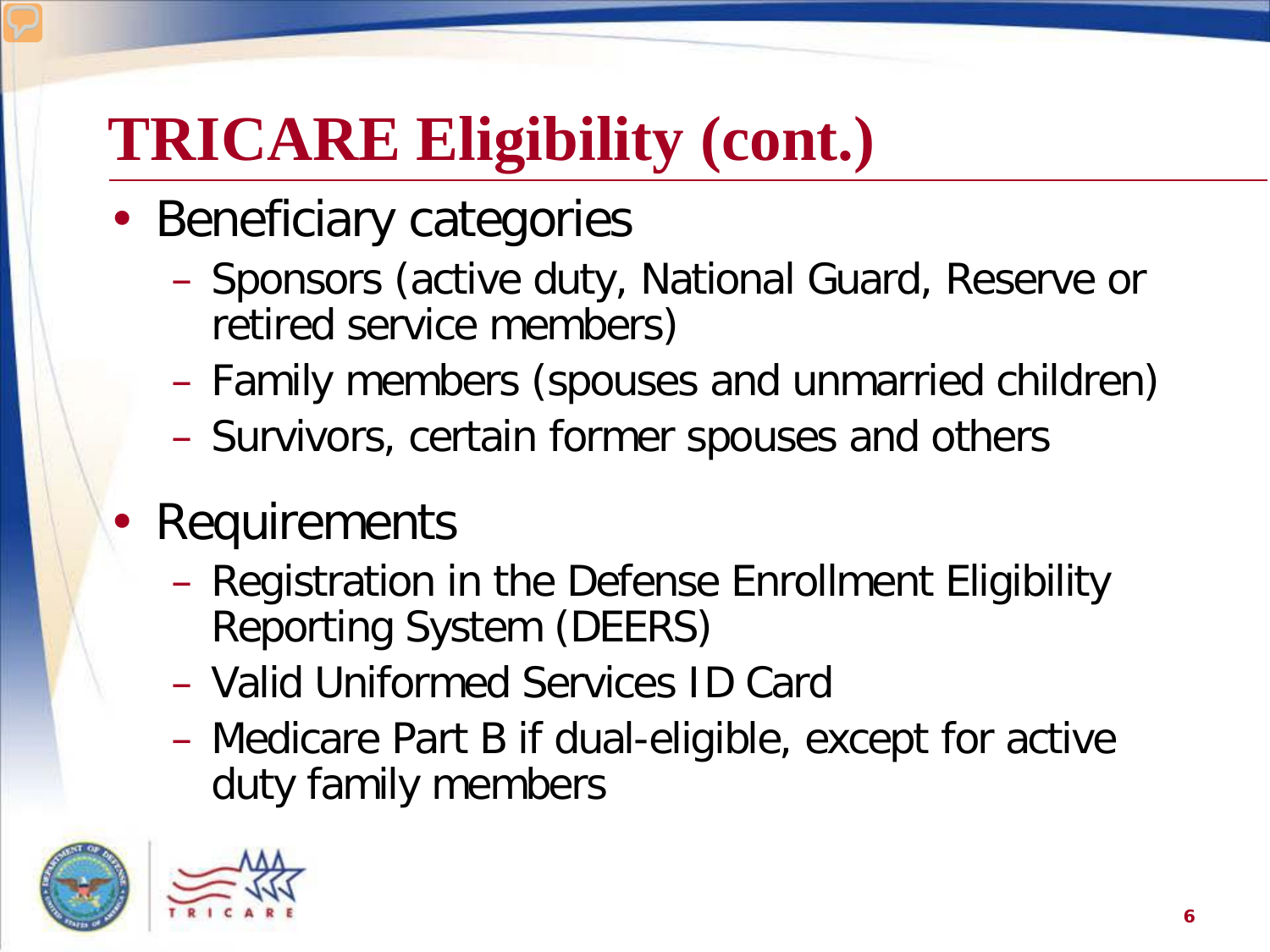# TRICARE Eligibility (cont.)

- Beneficiary categories
  - Sponsors (active duty, National Guard, Reserve or retired service members)
  - Family members (spouses and unmarried children)
  - Survivors, certain former spouses and others
- Requirements
  - Registration in the Defense Enrollment Eligibility Reporting System (DEERS)
  - Valid Uniformed Services ID Card
  - Medicare Part B if dual-eligible, except for active duty family members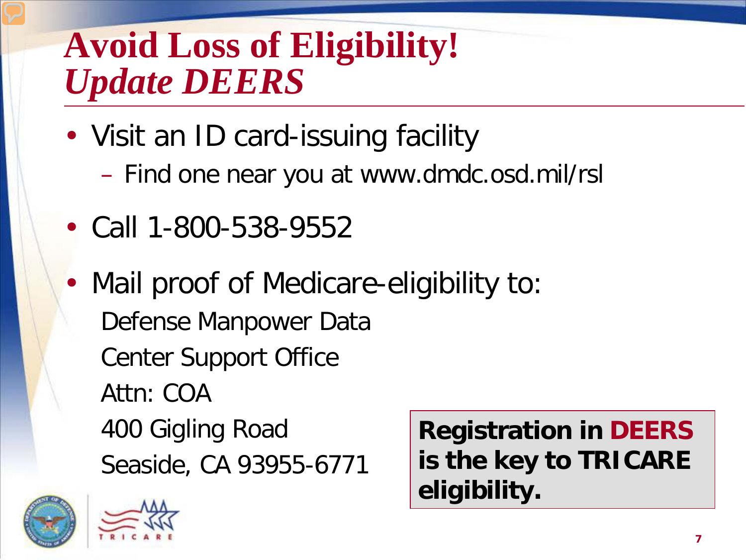# Avoid Loss of Eligibility!
## *Update DEERS*

- Visit an ID card-issuing facility
  - Find one near you at www.dmdc.osd.mil/rsl
- Call 1-800-538-9552
- Mail proof of Medicare-eligibility to:

  Defense Manpower Data
  Center Support Office
  Attn: COA
  400 Gigling Road
  Seaside, CA 93955-6771

**Registration in DEERS is the key to TRICARE eligibility.**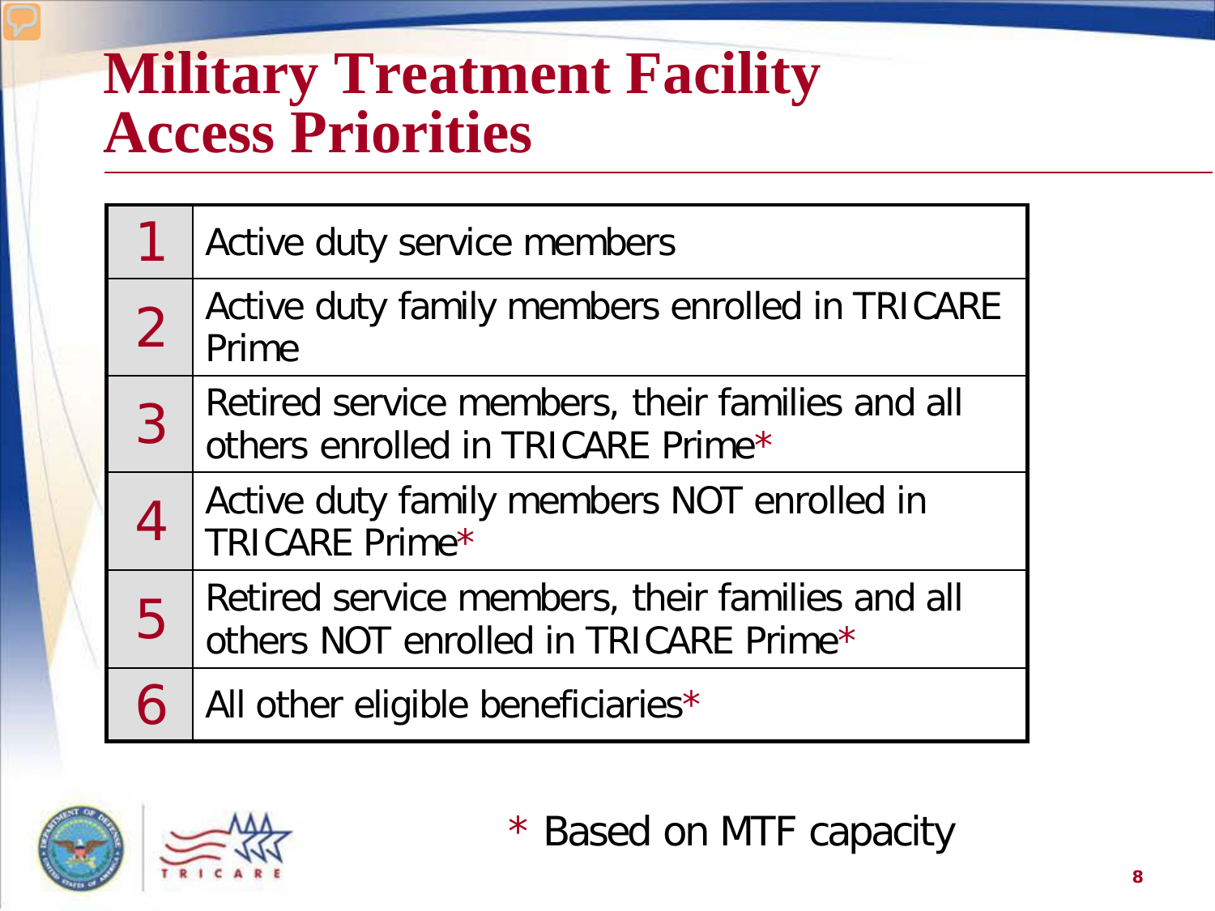# Military Treatment Facility Access Priorities

| | |
|---|---|
| 1 | Active duty service members |
| 2 | Active duty family members enrolled in TRICARE Prime |
| 3 | Retired service members, their families and all others enrolled in TRICARE Prime* |
| 4 | Active duty family members NOT enrolled in TRICARE Prime* |
| 5 | Retired service members, their families and all others NOT enrolled in TRICARE Prime* |
| 6 | All other eligible beneficiaries* |

* Based on MTF capacity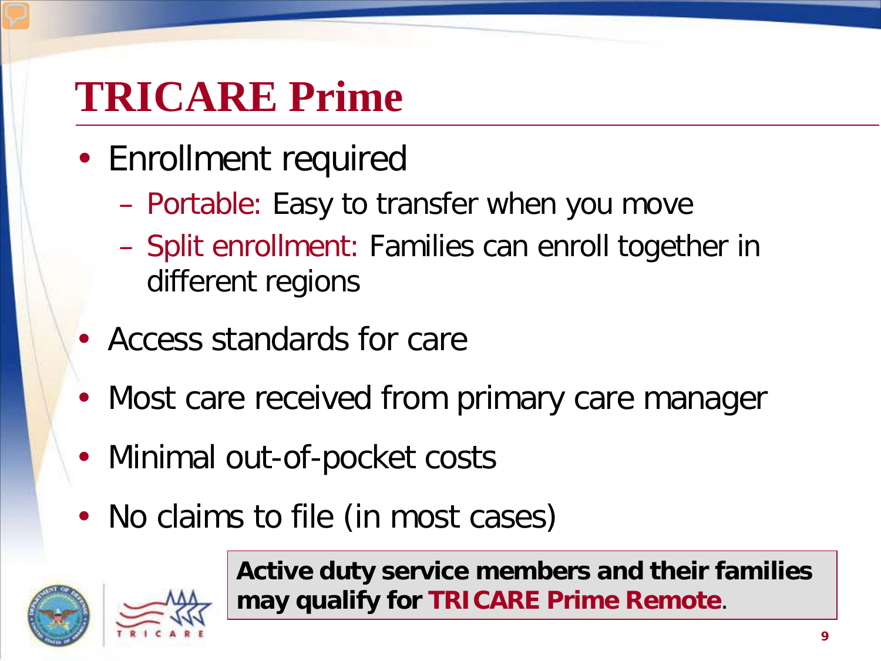# TRICARE Prime

- Enrollment required
  - Portable: Easy to transfer when you move
  - Split enrollment: Families can enroll together in different regions
- Access standards for care
- Most care received from primary care manager
- Minimal out-of-pocket costs
- No claims to file (in most cases)

**Active duty service members and their families may qualify for TRICARE Prime Remote.**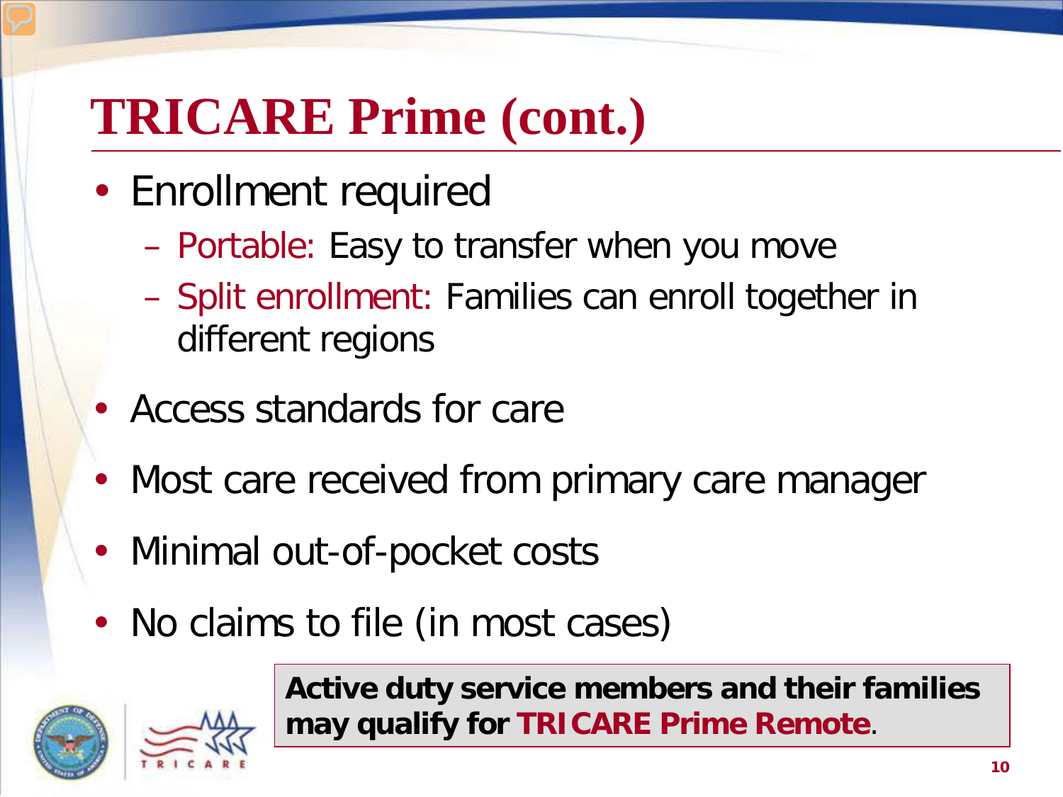# TRICARE Prime (cont.)

- Enrollment required
  - Portable: Easy to transfer when you move
  - Split enrollment: Families can enroll together in different regions
- Access standards for care
- Most care received from primary care manager
- Minimal out-of-pocket costs
- No claims to file (in most cases)

**Active duty service members and their families may qualify for TRICARE Prime Remote.**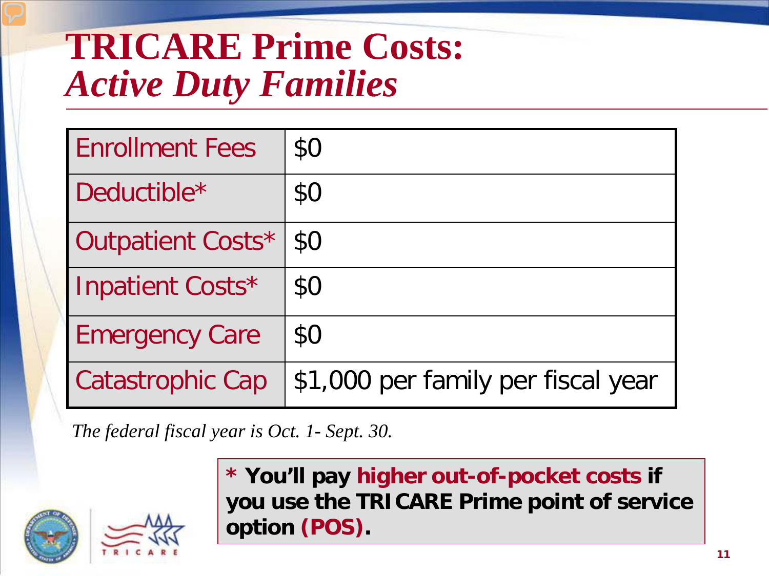# TRICARE Prime Costs: *Active Duty Families*

| | |
|---|---|
| Enrollment Fees | $0 |
| Deductible* | $0 |
| Outpatient Costs* | $0 |
| Inpatient Costs* | $0 |
| Emergency Care | $0 |
| Catastrophic Cap | $1,000 per family per fiscal year |

*The federal fiscal year is Oct. 1- Sept. 30.*

**\* You'll pay higher out-of-pocket costs if you use the TRICARE Prime point of service option (POS).**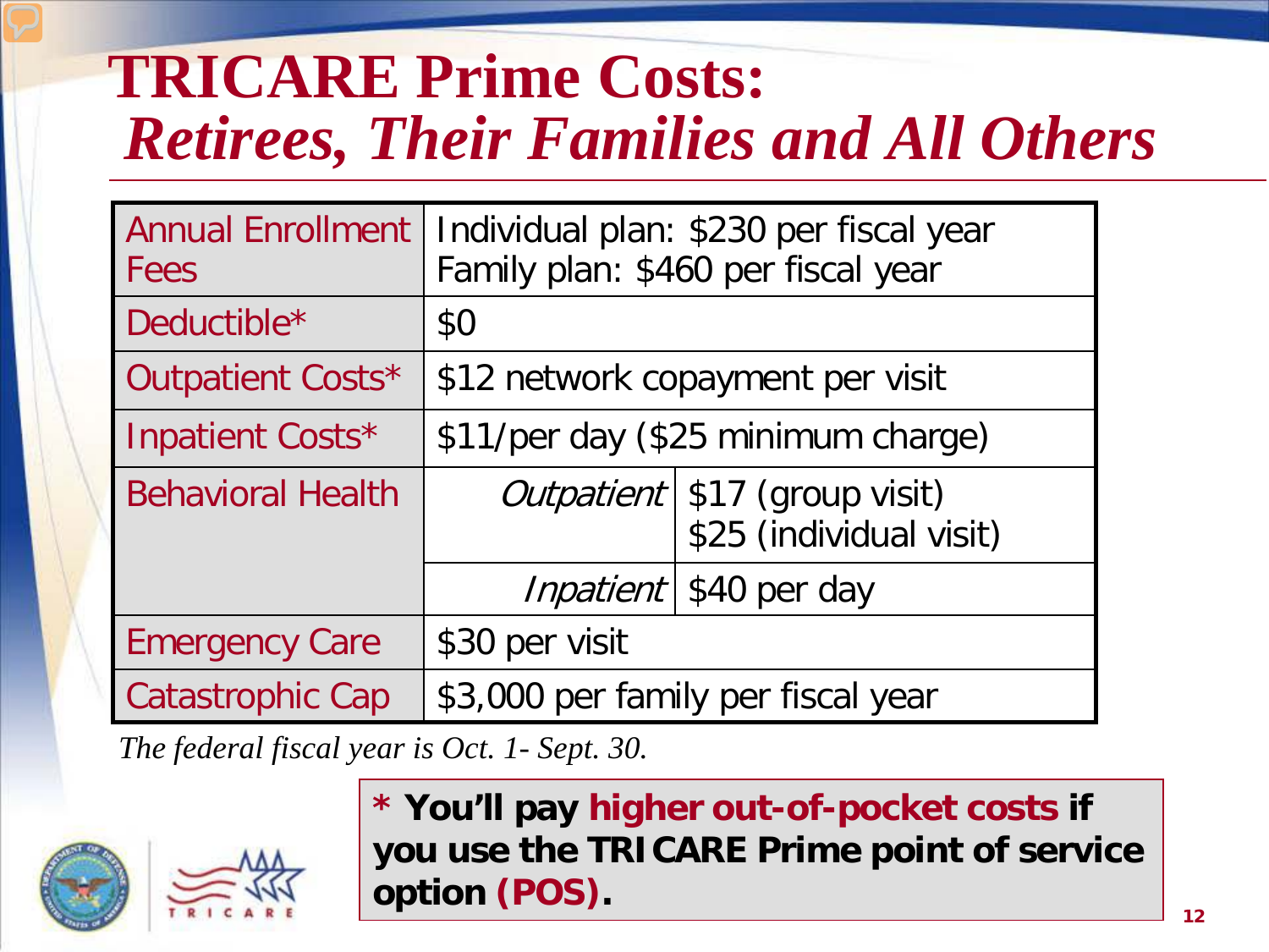# TRICARE Prime Costs: *Retirees, Their Families and All Others*

| | | |
|---|---|---|
| Annual Enrollment Fees | Individual plan: $230 per fiscal year<br>Family plan: $460 per fiscal year | |
| Deductible* | $0 | |
| Outpatient Costs* | $12 network copayment per visit | |
| Inpatient Costs* | $11/per day ($25 minimum charge) | |
| Behavioral Health | *Outpatient* | $17 (group visit)<br>$25 (individual visit) |
| | *Inpatient* | $40 per day |
| Emergency Care | $30 per visit | |
| Catastrophic Cap | $3,000 per family per fiscal year | |

*The federal fiscal year is Oct. 1- Sept. 30.*

**\* You'll pay higher out-of-pocket costs if you use the TRICARE Prime point of service option (POS).**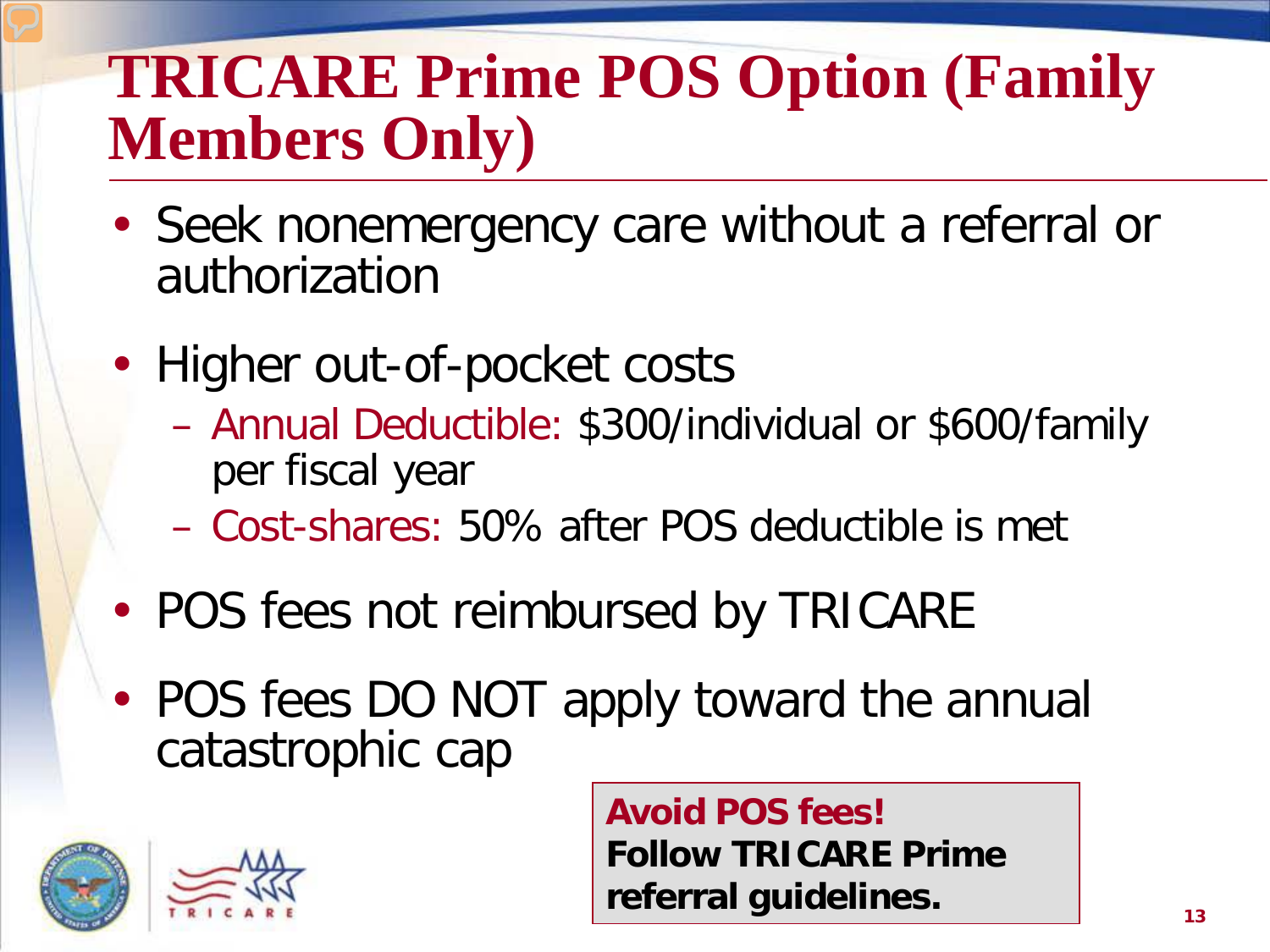# TRICARE Prime POS Option (Family Members Only)

- Seek nonemergency care without a referral or authorization
- Higher out-of-pocket costs
  - Annual Deductible: $300/individual or $600/family per fiscal year
  - Cost-shares: 50% after POS deductible is met
- POS fees not reimbursed by TRICARE
- POS fees DO NOT apply toward the annual catastrophic cap

**Avoid POS fees!**
**Follow TRICARE Prime referral guidelines.**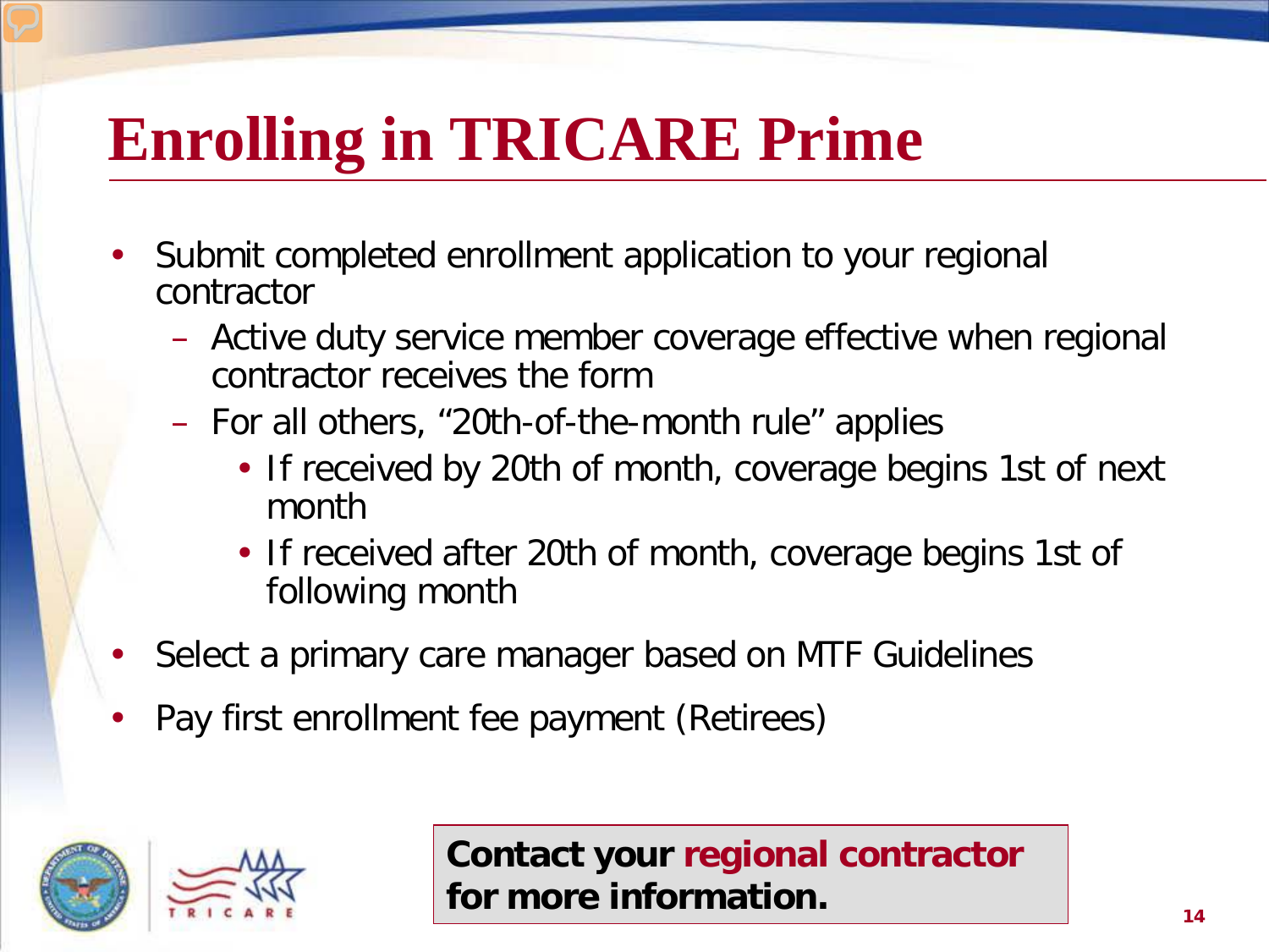# Enrolling in TRICARE Prime

- Submit completed enrollment application to your regional contractor
  - Active duty service member coverage effective when regional contractor receives the form
  - For all others, "20th-of-the-month rule" applies
    - If received by 20th of month, coverage begins 1st of next month
    - If received after 20th of month, coverage begins 1st of following month
- Select a primary care manager based on MTF Guidelines
- Pay first enrollment fee payment (Retirees)

**Contact your regional contractor for more information.**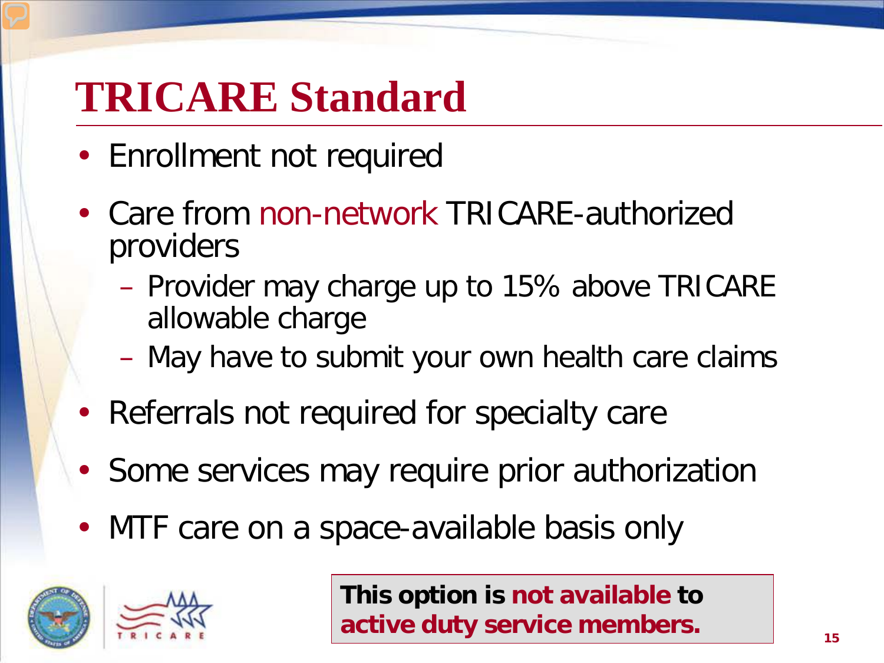# TRICARE Standard

- Enrollment not required
- Care from non-network TRICARE-authorized providers
  - Provider may charge up to 15% above TRICARE allowable charge
  - May have to submit your own health care claims
- Referrals not required for specialty care
- Some services may require prior authorization
- MTF care on a space-available basis only

**This option is not available to active duty service members.**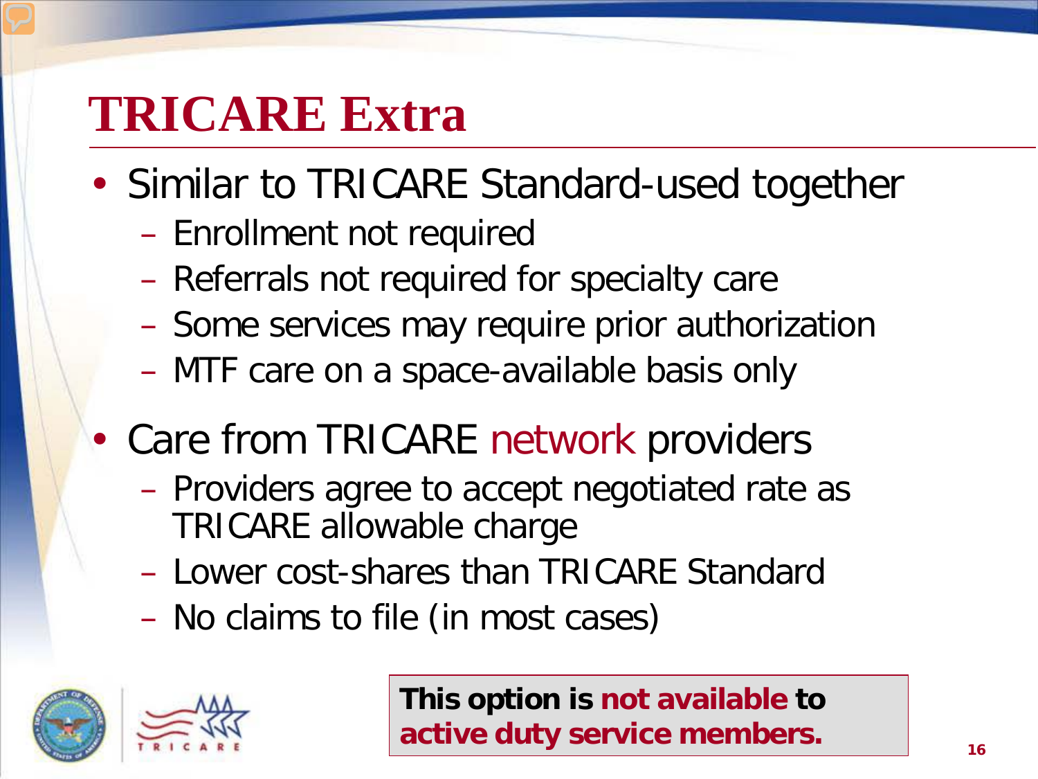# TRICARE Extra

- Similar to TRICARE Standard-used together
  - Enrollment not required
  - Referrals not required for specialty care
  - Some services may require prior authorization
  - MTF care on a space-available basis only
- Care from TRICARE network providers
  - Providers agree to accept negotiated rate as TRICARE allowable charge
  - Lower cost-shares than TRICARE Standard
  - No claims to file (in most cases)

**This option is not available to active duty service members.**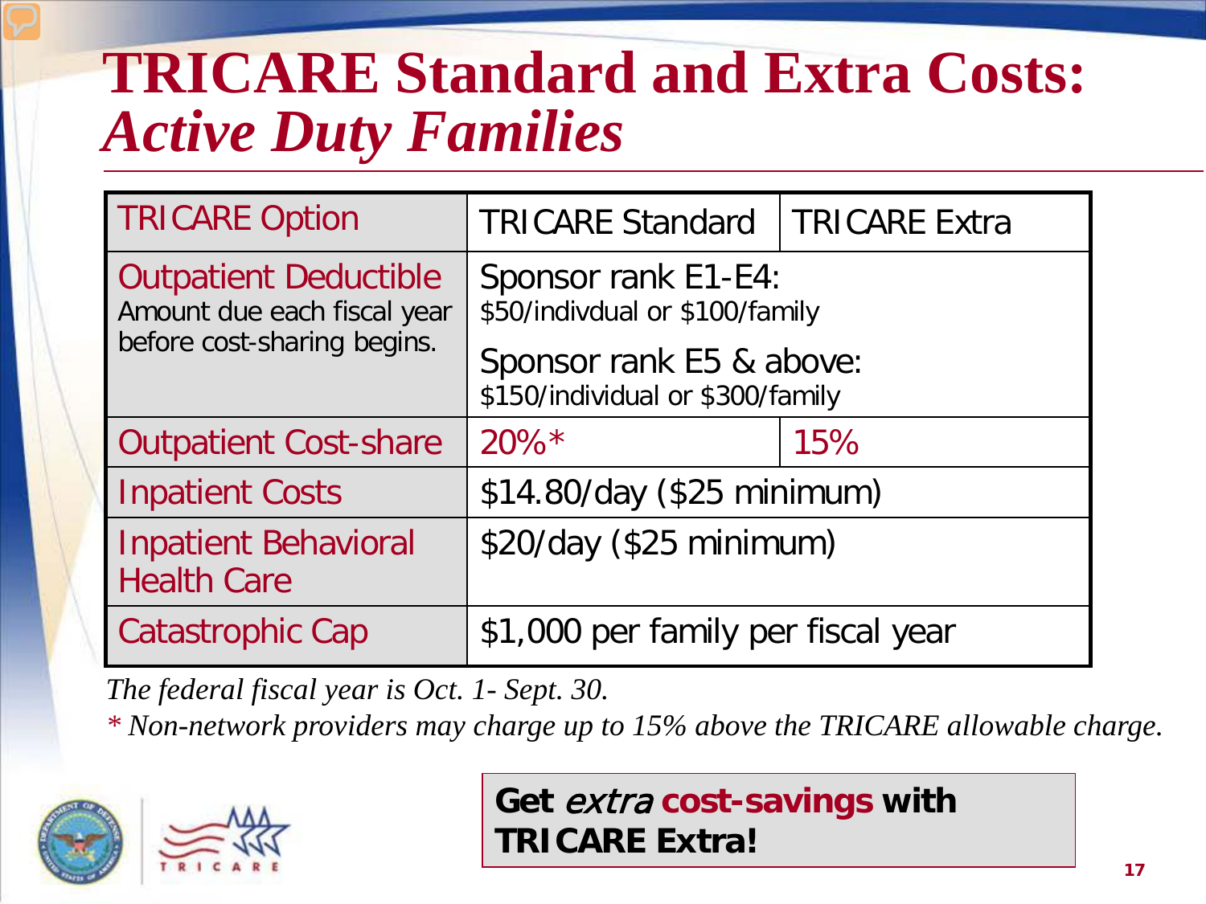# TRICARE Standard and Extra Costs: *Active Duty Families*

| TRICARE Option | TRICARE Standard | TRICARE Extra |
|---|---|---|
| Outpatient Deductible<br>Amount due each fiscal year before cost-sharing begins. | Sponsor rank E1-E4:<br>$50/indivdual or $100/family<br><br>Sponsor rank E5 & above:<br>$150/individual or $300/family | |
| Outpatient Cost-share | 20%* | 15% |
| Inpatient Costs | $14.80/day ($25 minimum) | |
| Inpatient Behavioral Health Care | $20/day ($25 minimum) | |
| Catastrophic Cap | $1,000 per family per fiscal year | |

*The federal fiscal year is Oct. 1- Sept. 30.*

*\* Non-network providers may charge up to 15% above the TRICARE allowable charge.*

**Get *extra* cost-savings with TRICARE Extra!**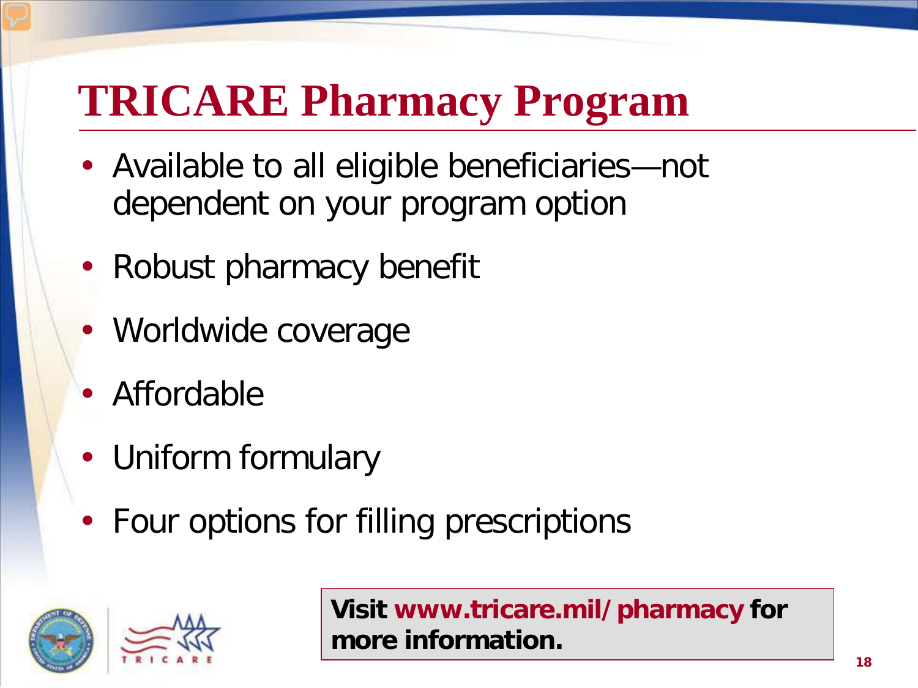# TRICARE Pharmacy Program

- Available to all eligible beneficiaries—not dependent on your program option
- Robust pharmacy benefit
- Worldwide coverage
- Affordable
- Uniform formulary
- Four options for filling prescriptions

**Visit www.tricare.mil/pharmacy for more information.**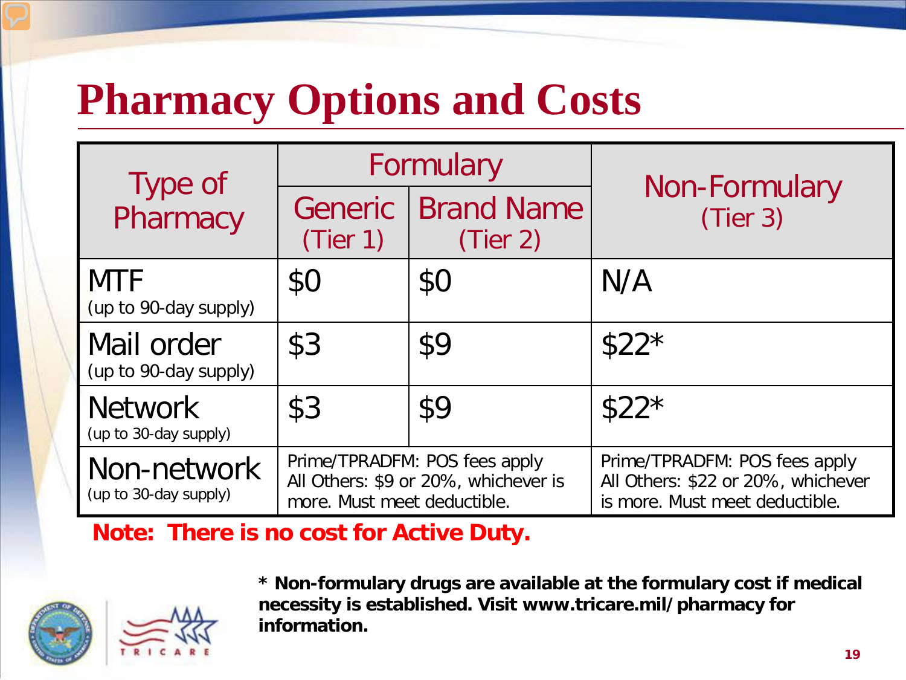# Pharmacy Options and Costs

| Type of Pharmacy | Formulary | | Non-Formulary (Tier 3) |
|---|---|---|---|
| | Generic (Tier 1) | Brand Name (Tier 2) | |
| MTF (up to 90-day supply) | $0 | $0 | N/A |
| Mail order (up to 90-day supply) | $3 | $9 | $22* |
| Network (up to 30-day supply) | $3 | $9 | $22* |
| Non-network (up to 30-day supply) | Prime/TPRADFM: POS fees apply All Others: $9 or 20%, whichever is more. Must meet deductible. | | Prime/TPRADFM: POS fees apply All Others: $22 or 20%, whichever is more. Must meet deductible. |

**Note: There is no cost for Active Duty.**

**\* Non-formulary drugs are available at the formulary cost if medical necessity is established. Visit www.tricare.mil/pharmacy for information.**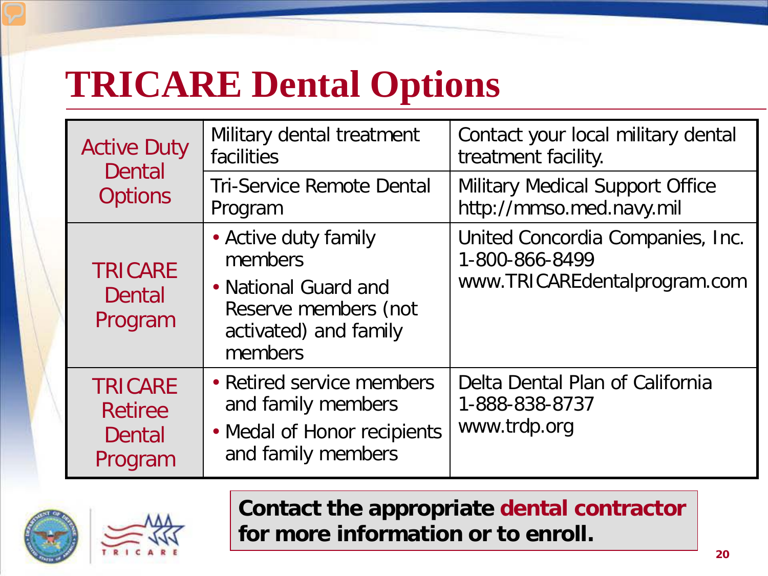# TRICARE Dental Options

| | | |
|---|---|---|
| Active Duty Dental Options | Military dental treatment facilities | Contact your local military dental treatment facility. |
| | Tri-Service Remote Dental Program | Military Medical Support Office http://mmso.med.navy.mil |
| TRICARE Dental Program | • Active duty family members<br>• National Guard and Reserve members (not activated) and family members | United Concordia Companies, Inc.<br>1-800-866-8499<br>www.TRICAREdentalprogram.com |
| TRICARE Retiree Dental Program | • Retired service members and family members<br>• Medal of Honor recipients and family members | Delta Dental Plan of California<br>1-888-838-8737<br>www.trdp.org |

**Contact the appropriate dental contractor for more information or to enroll.**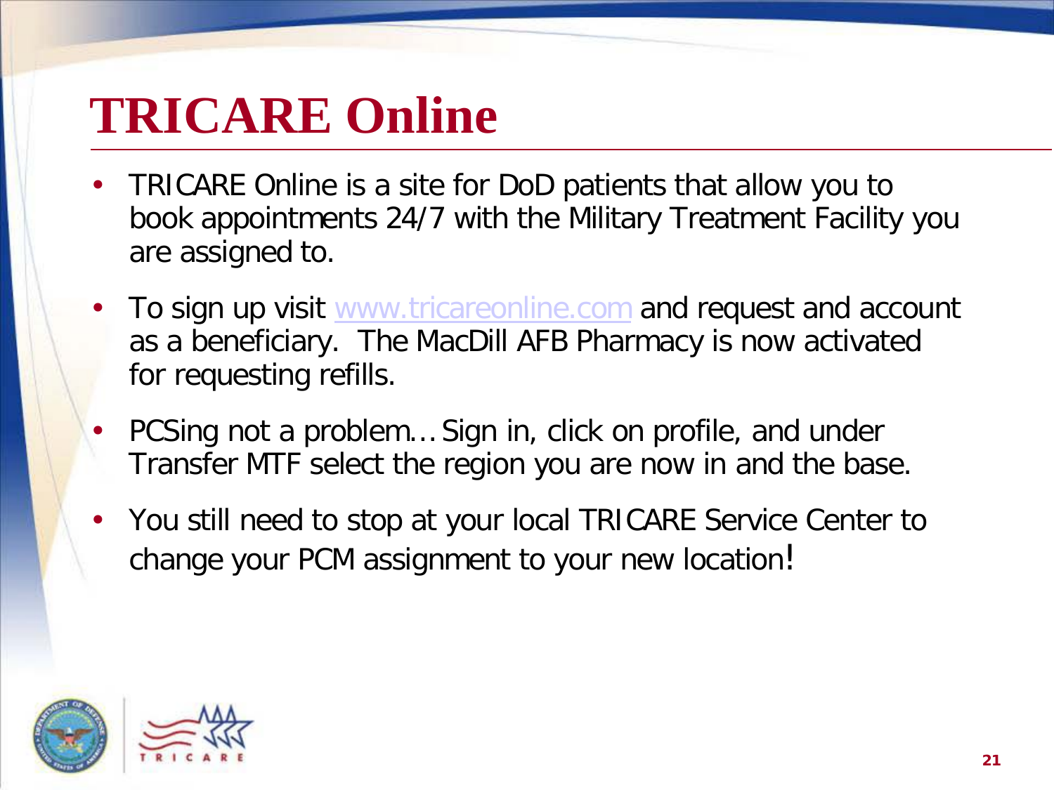# TRICARE Online

- TRICARE Online is a site for DoD patients that allow you to book appointments 24/7 with the Military Treatment Facility you are assigned to.
- To sign up visit www.tricareonline.com and request and account as a beneficiary.  The MacDill AFB Pharmacy is now activated for requesting refills.
- PCSing not a problem… Sign in, click on profile, and under Transfer MTF select the region you are now in and the base.
- You still need to stop at your local TRICARE Service Center to change your PCM assignment to your new location!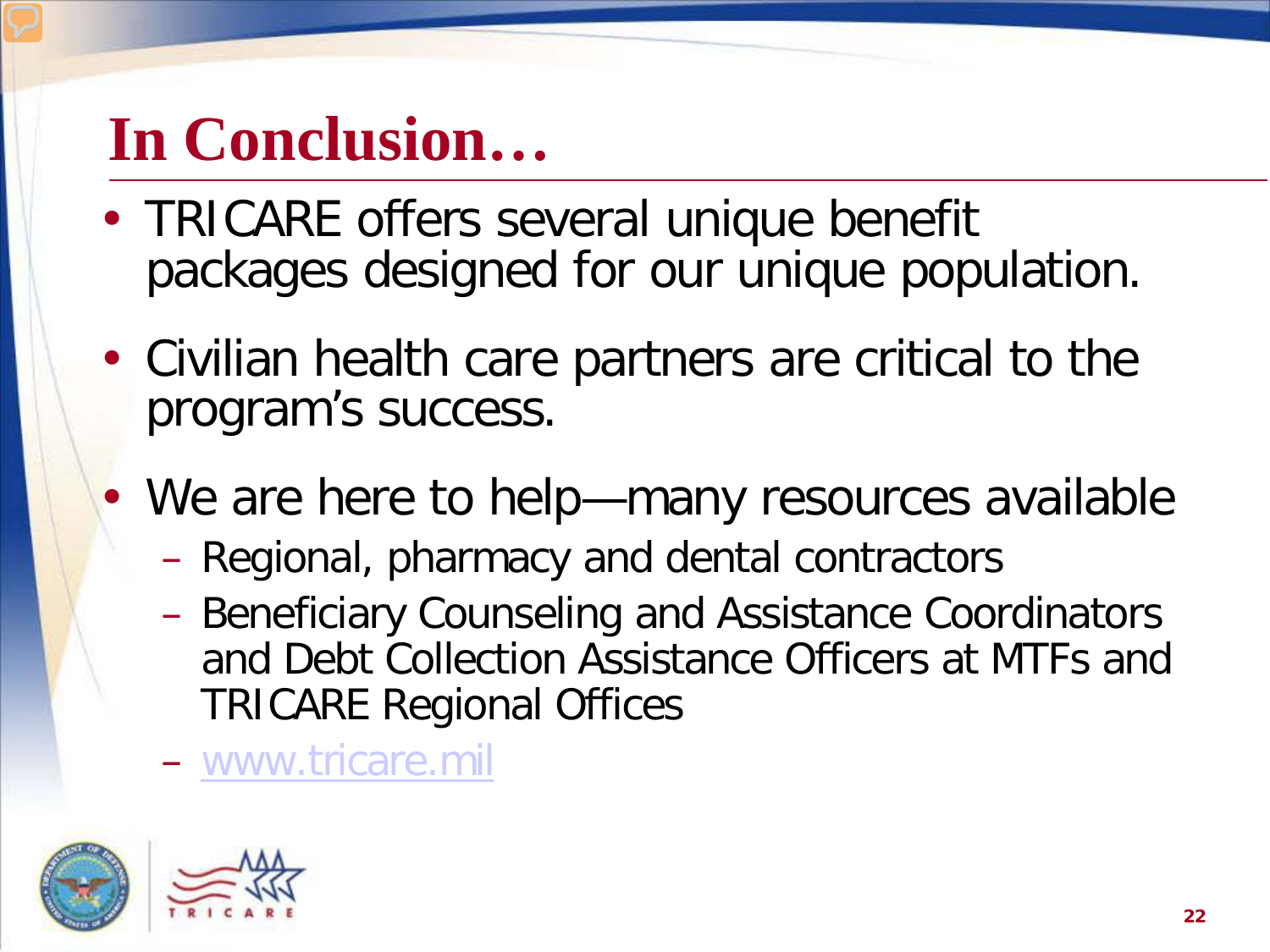# In Conclusion…

- TRICARE offers several unique benefit packages designed for our unique population.
- Civilian health care partners are critical to the program’s success.
- We are here to help—many resources available
  - Regional, pharmacy and dental contractors
  - Beneficiary Counseling and Assistance Coordinators and Debt Collection Assistance Officers at MTFs and TRICARE Regional Offices
  - www.tricare.mil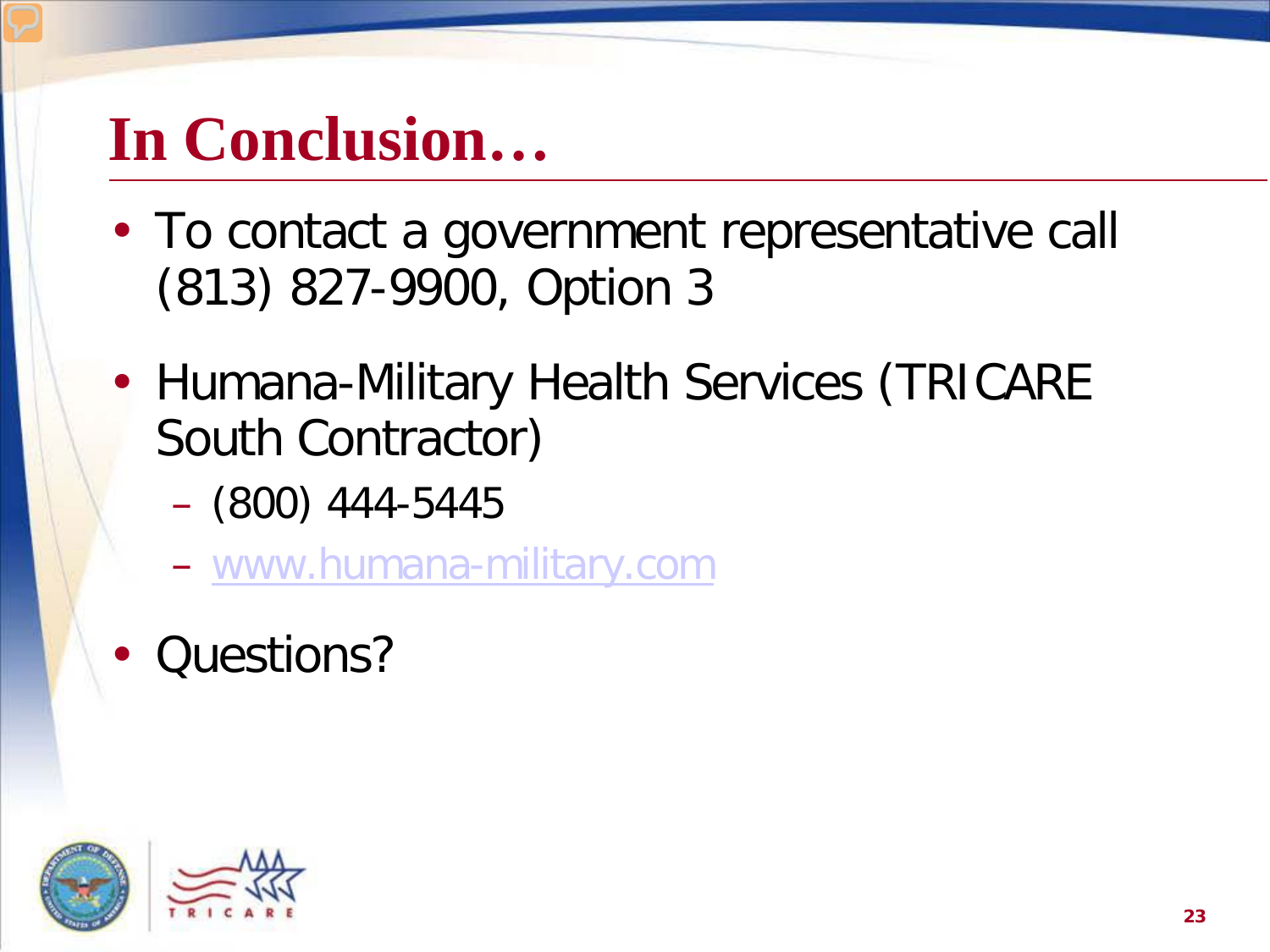# In Conclusion…

- To contact a government representative call (813) 827-9900, Option 3
- Humana-Military Health Services (TRICARE South Contractor)
  - (800) 444-5445
  - www.humana-military.com
- Questions?